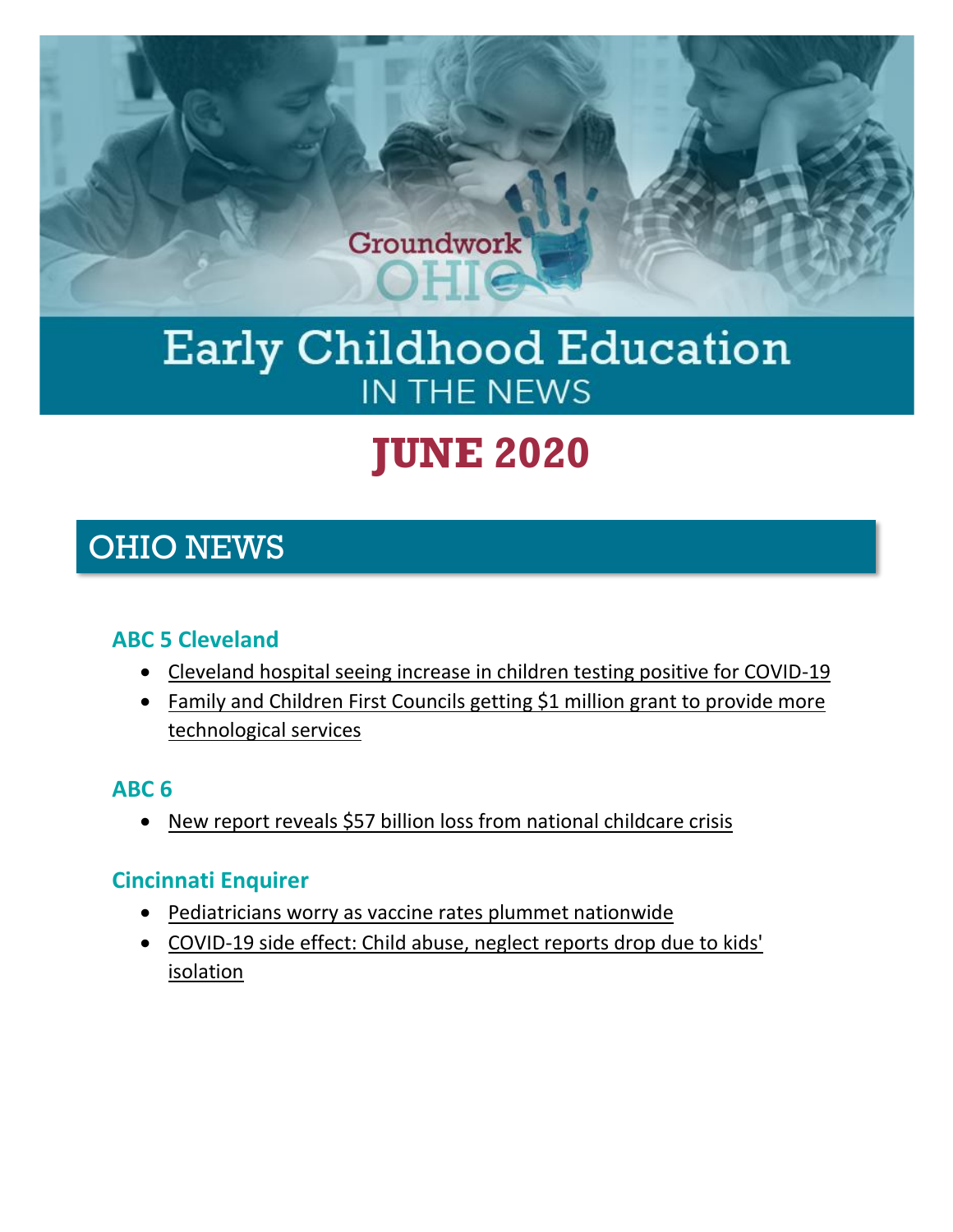Groundwork OHIO

# Early Childhood Education IN THE NEWS

# JUNE 2020

## OHIO NEWS

### ABC 5 Cleveland

- Cleveland hospital seeing increase in children testing positive for COVID-19
- Family and Children First Councils getting $1 million grant to provide more technological services

### ABC 6

- New report reveals $57 billion loss from national childcare crisis

### Cincinnati Enquirer

- Pediatricians worry as vaccine rates plummet nationwide
- COVID-19 side effect: Child abuse, neglect reports drop due to kids' isolation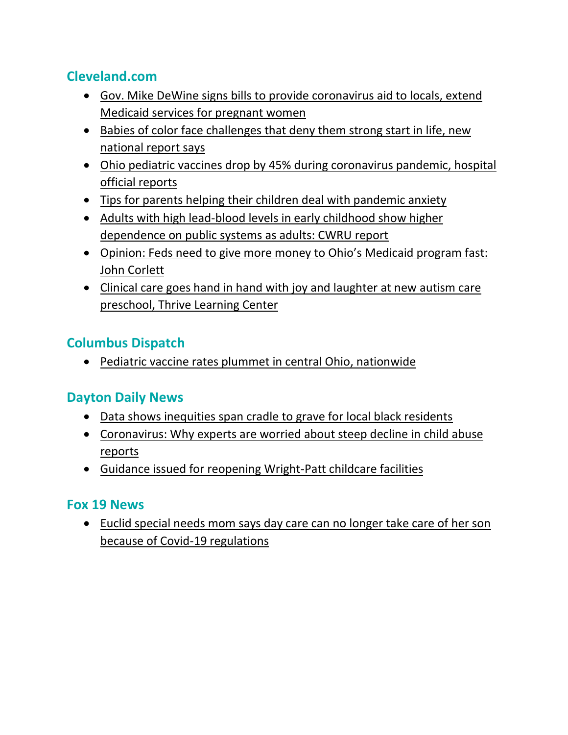## Cleveland.com

- Gov. Mike DeWine signs bills to provide coronavirus aid to locals, extend Medicaid services for pregnant women
- Babies of color face challenges that deny them strong start in life, new national report says
- Ohio pediatric vaccines drop by 45% during coronavirus pandemic, hospital official reports
- Tips for parents helping their children deal with pandemic anxiety
- Adults with high lead-blood levels in early childhood show higher dependence on public systems as adults: CWRU report
- Opinion: Feds need to give more money to Ohio's Medicaid program fast: John Corlett
- Clinical care goes hand in hand with joy and laughter at new autism care preschool, Thrive Learning Center

## Columbus Dispatch

- Pediatric vaccine rates plummet in central Ohio, nationwide

## Dayton Daily News

- Data shows inequities span cradle to grave for local black residents
- Coronavirus: Why experts are worried about steep decline in child abuse reports
- Guidance issued for reopening Wright-Patt childcare facilities

## Fox 19 News

- Euclid special needs mom says day care can no longer take care of her son because of Covid-19 regulations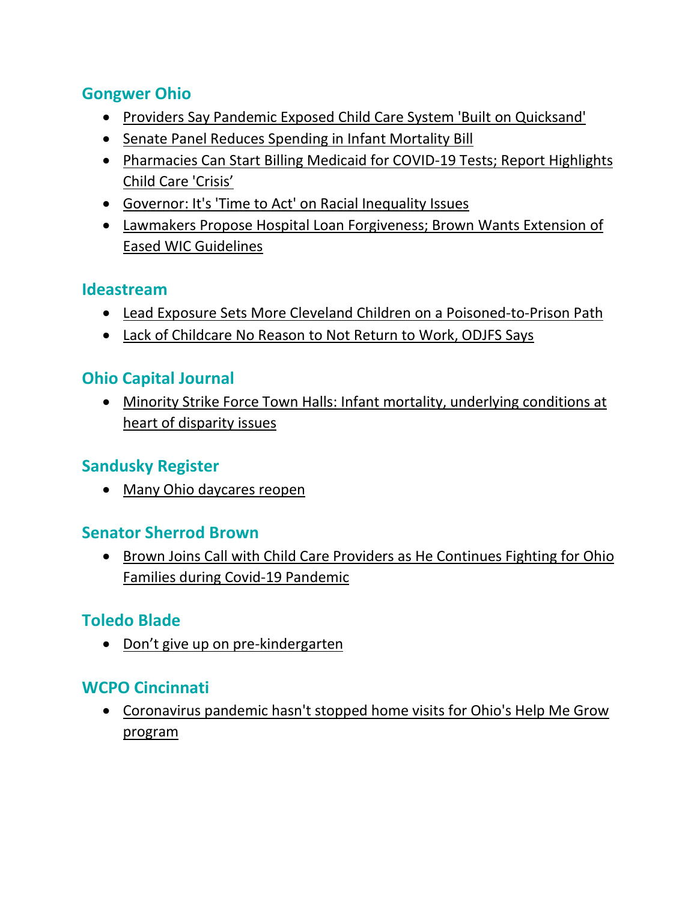## Gongwer Ohio

- Providers Say Pandemic Exposed Child Care System 'Built on Quicksand'
- Senate Panel Reduces Spending in Infant Mortality Bill
- Pharmacies Can Start Billing Medicaid for COVID-19 Tests; Report Highlights Child Care 'Crisis'
- Governor: It's 'Time to Act' on Racial Inequality Issues
- Lawmakers Propose Hospital Loan Forgiveness; Brown Wants Extension of Eased WIC Guidelines

## Ideastream

- Lead Exposure Sets More Cleveland Children on a Poisoned-to-Prison Path
- Lack of Childcare No Reason to Not Return to Work, ODJFS Says

## Ohio Capital Journal

- Minority Strike Force Town Halls: Infant mortality, underlying conditions at heart of disparity issues

## Sandusky Register

- Many Ohio daycares reopen

## Senator Sherrod Brown

- Brown Joins Call with Child Care Providers as He Continues Fighting for Ohio Families during Covid-19 Pandemic

## Toledo Blade

- Don't give up on pre-kindergarten

## WCPO Cincinnati

- Coronavirus pandemic hasn't stopped home visits for Ohio's Help Me Grow program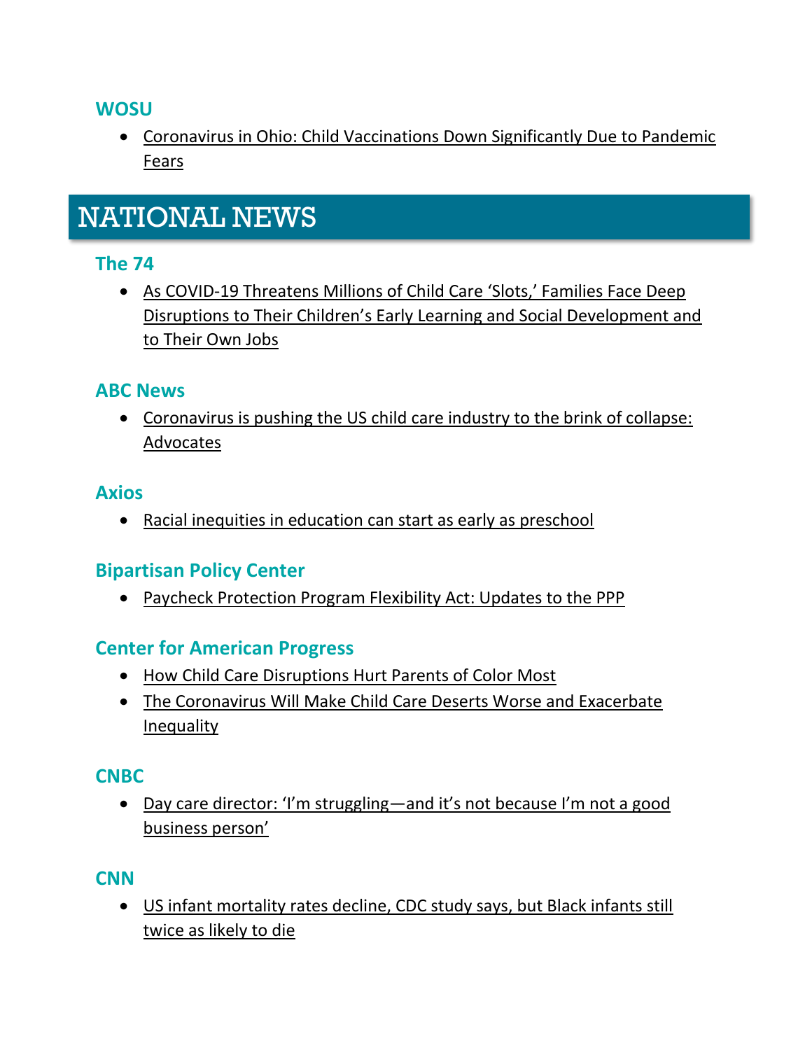### WOSU

- Coronavirus in Ohio: Child Vaccinations Down Significantly Due to Pandemic Fears

# NATIONAL NEWS

### The 74

- As COVID-19 Threatens Millions of Child Care 'Slots,' Families Face Deep Disruptions to Their Children's Early Learning and Social Development and to Their Own Jobs

### ABC News

- Coronavirus is pushing the US child care industry to the brink of collapse: Advocates

### Axios

- Racial inequities in education can start as early as preschool

### Bipartisan Policy Center

- Paycheck Protection Program Flexibility Act: Updates to the PPP

### Center for American Progress

- How Child Care Disruptions Hurt Parents of Color Most
- The Coronavirus Will Make Child Care Deserts Worse and Exacerbate Inequality

### CNBC

- Day care director: 'I'm struggling—and it's not because I'm not a good business person'

### CNN

- US infant mortality rates decline, CDC study says, but Black infants still twice as likely to die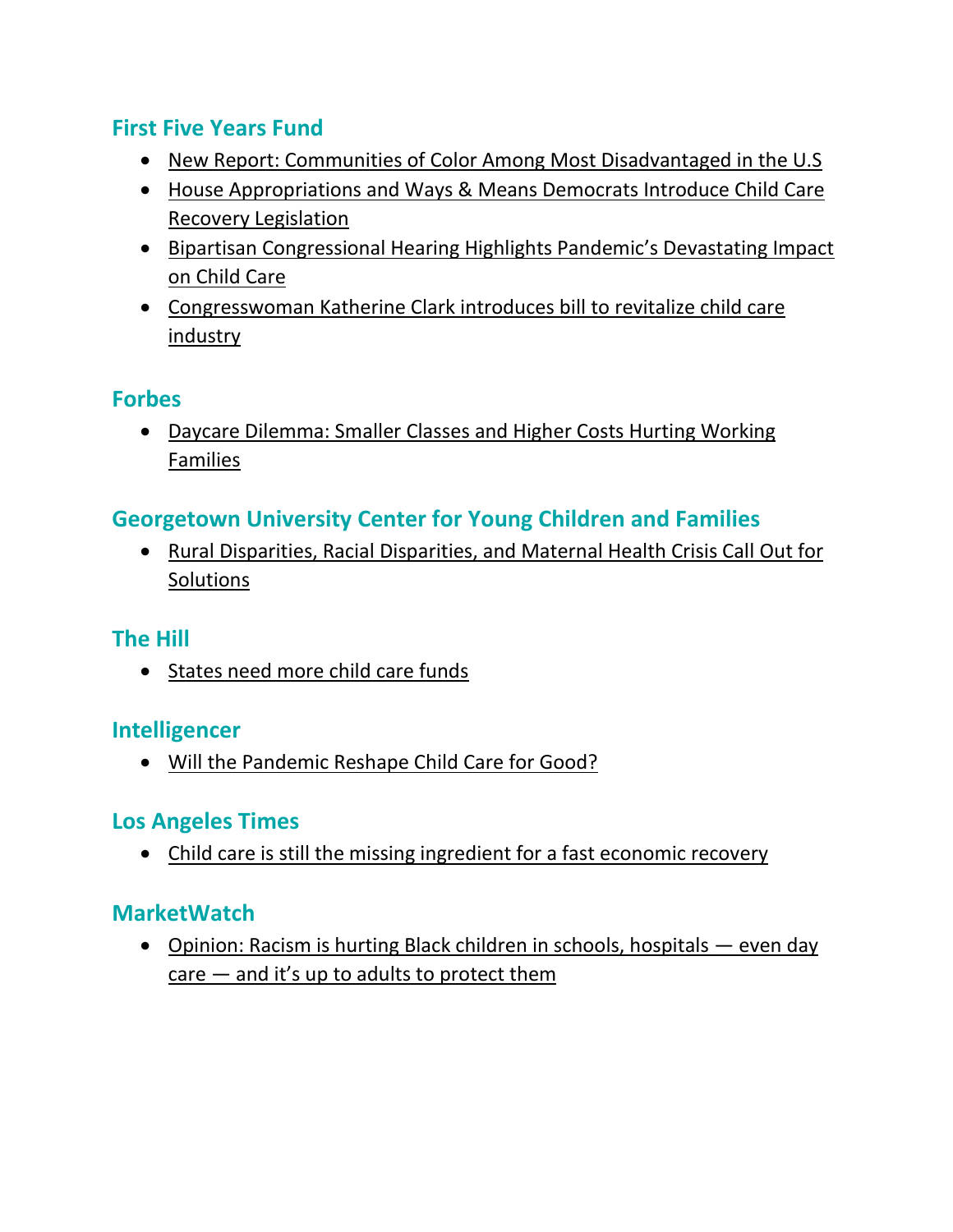## First Five Years Fund

- New Report: Communities of Color Among Most Disadvantaged in the U.S
- House Appropriations and Ways & Means Democrats Introduce Child Care Recovery Legislation
- Bipartisan Congressional Hearing Highlights Pandemic's Devastating Impact on Child Care
- Congresswoman Katherine Clark introduces bill to revitalize child care industry

## Forbes

- Daycare Dilemma: Smaller Classes and Higher Costs Hurting Working Families

## Georgetown University Center for Young Children and Families

- Rural Disparities, Racial Disparities, and Maternal Health Crisis Call Out for Solutions

## The Hill

- States need more child care funds

## Intelligencer

- Will the Pandemic Reshape Child Care for Good?

## Los Angeles Times

- Child care is still the missing ingredient for a fast economic recovery

## MarketWatch

- Opinion: Racism is hurting Black children in schools, hospitals — even day care — and it's up to adults to protect them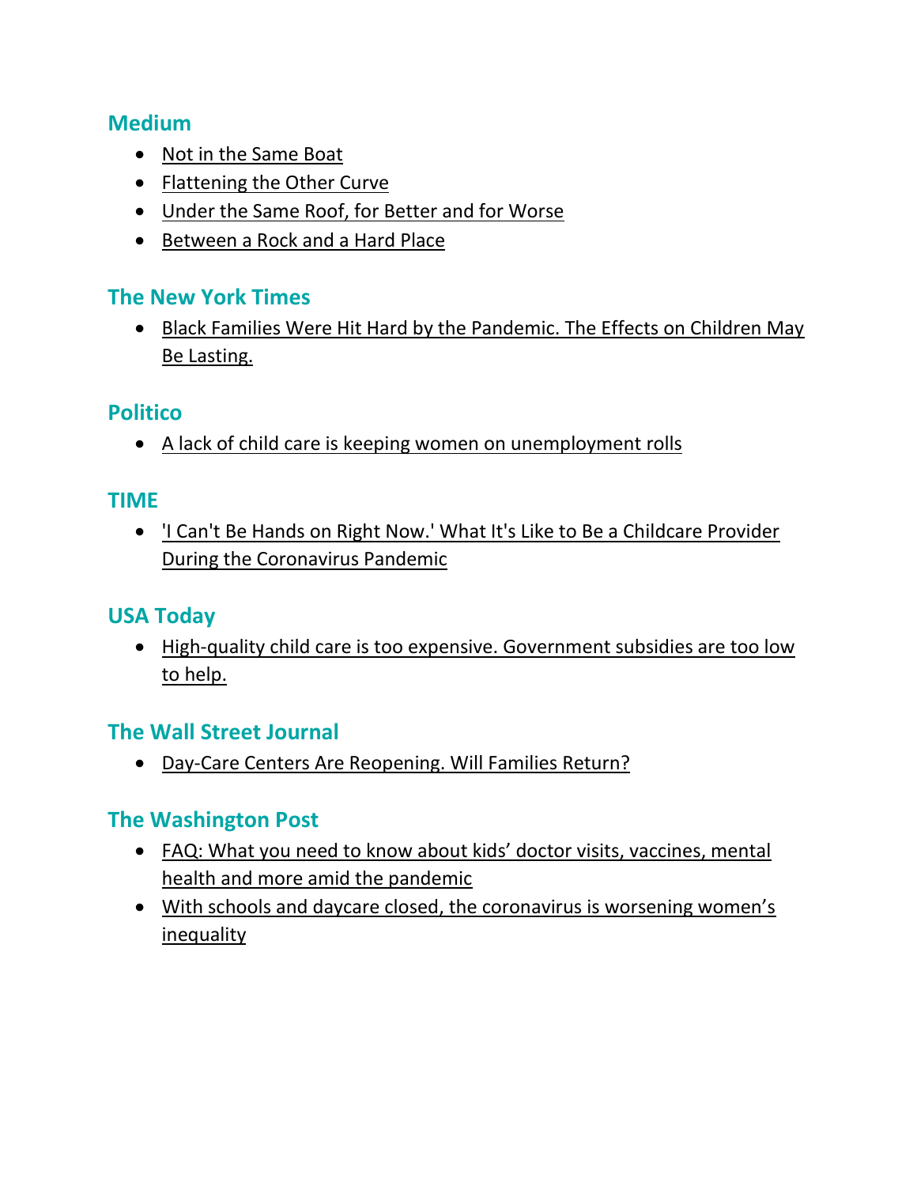## Medium

- Not in the Same Boat
- Flattening the Other Curve
- Under the Same Roof, for Better and for Worse
- Between a Rock and a Hard Place

## The New York Times

- Black Families Were Hit Hard by the Pandemic. The Effects on Children May Be Lasting.

## Politico

- A lack of child care is keeping women on unemployment rolls

## TIME

- 'I Can't Be Hands on Right Now.' What It's Like to Be a Childcare Provider During the Coronavirus Pandemic

## USA Today

- High-quality child care is too expensive. Government subsidies are too low to help.

## The Wall Street Journal

- Day-Care Centers Are Reopening. Will Families Return?

## The Washington Post

- FAQ: What you need to know about kids' doctor visits, vaccines, mental health and more amid the pandemic
- With schools and daycare closed, the coronavirus is worsening women's inequality